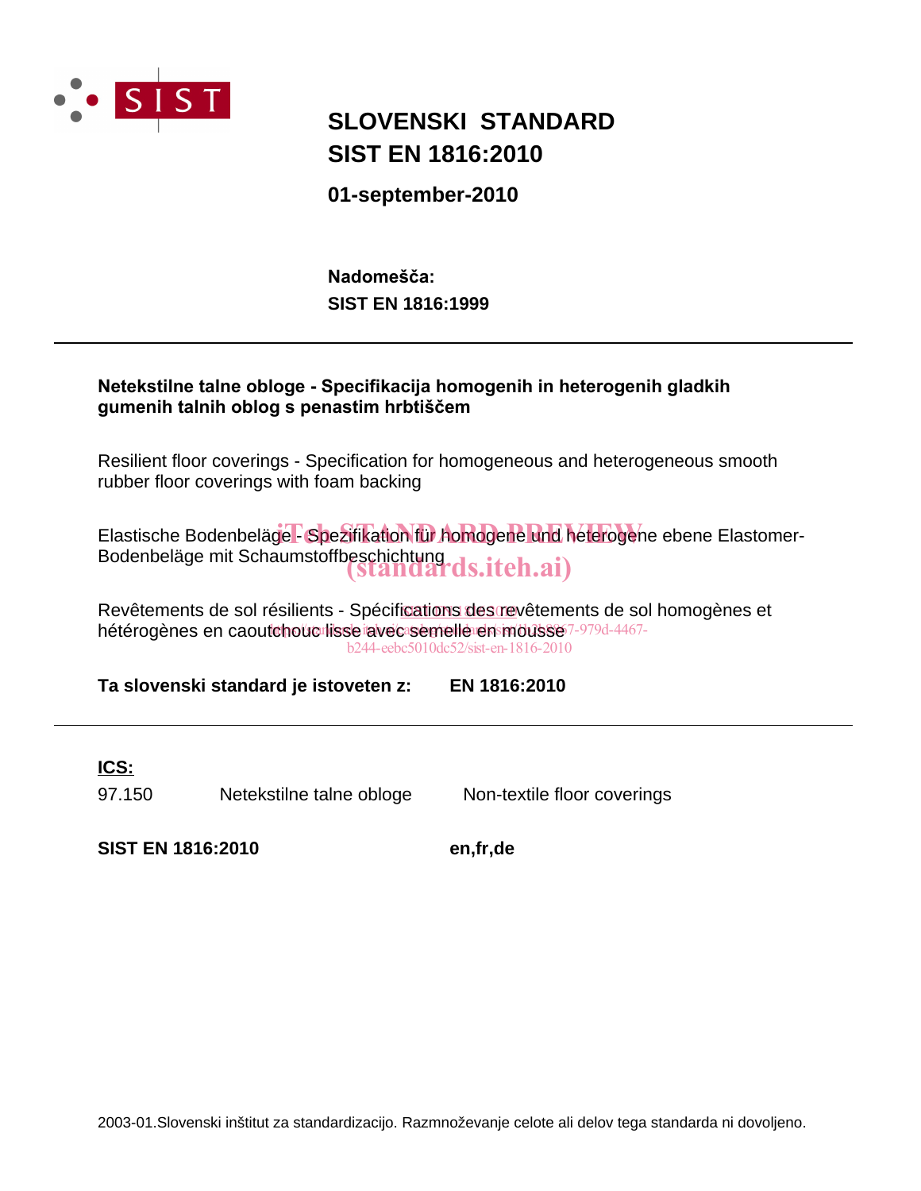# SLOVENSKI STANDARD
# SIST EN 1816:2010

**01-september-2010**

**Nadomešča:**
**SIST EN 1816:1999**

---

**Netekstilne talne obloge - Specifikacija homogenih in heterogenih gladkih gumenih talnih oblog s penastim hrbtiščem**

Resilient floor coverings - Specification for homogeneous and heterogeneous smooth rubber floor coverings with foam backing

Elastische Bodenbeläge - Spezifikation für homogene und heterogene ebene Elastomer-Bodenbeläge mit Schaumstoffbeschichtung

Revêtements de sol résilients - Spécifications des revêtements de sol homogènes et hétérogènes en caoutchouc lisse avec semelle en mousse

**Ta slovenski standard je istoveten z: EN 1816:2010**

---

**ICS:**

| | | |
|---|---|---|
| 97.150 | Netekstilne talne obloge | Non-textile floor coverings |

**SIST EN 1816:2010** **en,fr,de**

2003-01.Slovenski inštitut za standardizacijo. Razmnoževanje celote ali delov tega standarda ni dovoljeno.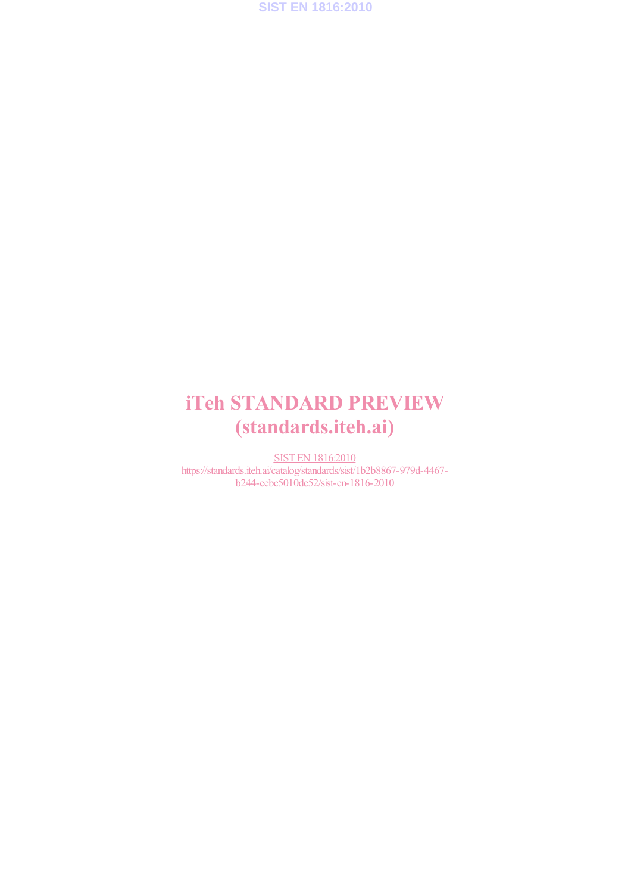iTeh STANDARD PREVIEW
(standards.iteh.ai)

SIST EN 1816:2010
https://standards.iteh.ai/catalog/standards/sist/1b2b8867-979d-4467-b244-eebc5010dc52/sist-en-1816-2010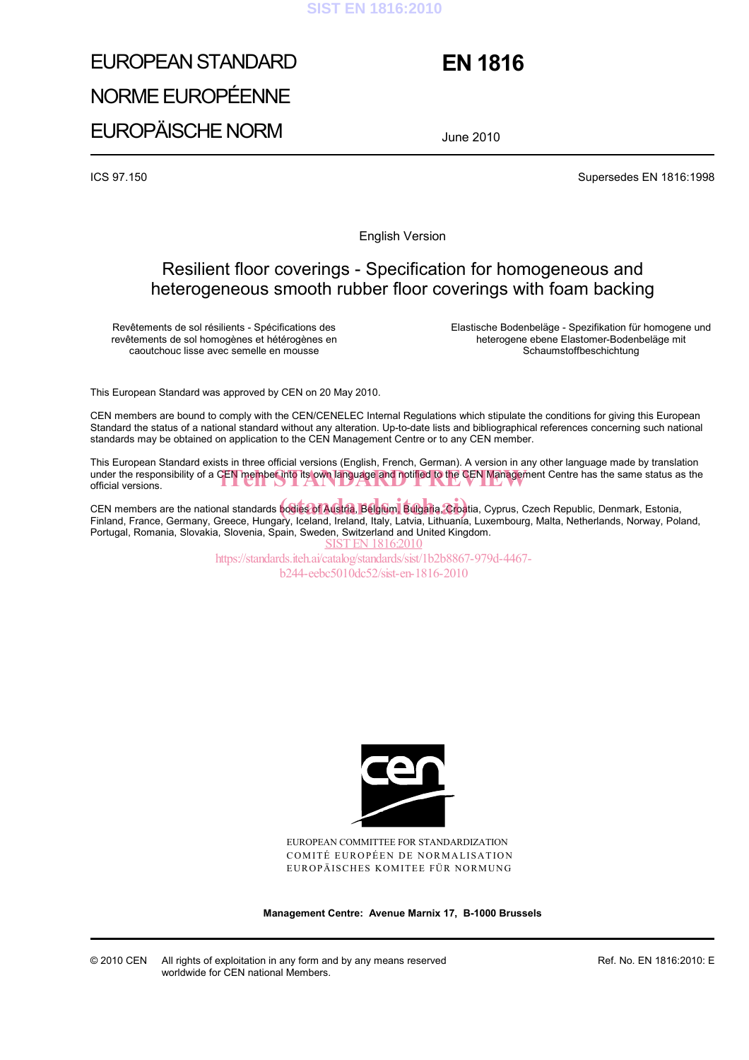EUROPEAN STANDARD

NORME EUROPÉENNE

EUROPÄISCHE NORM

# EN 1816

June 2010

ICS 97.150

Supersedes EN 1816:1998

English Version

## Resilient floor coverings - Specification for homogeneous and heterogeneous smooth rubber floor coverings with foam backing

Revêtements de sol résilients - Spécifications des revêtements de sol homogènes et hétérogènes en caoutchouc lisse avec semelle en mousse

Elastische Bodenbeläge - Spezifikation für homogene und heterogene ebene Elastomer-Bodenbeläge mit Schaumstoffbeschichtung

This European Standard was approved by CEN on 20 May 2010.

CEN members are bound to comply with the CEN/CENELEC Internal Regulations which stipulate the conditions for giving this European Standard the status of a national standard without any alteration. Up-to-date lists and bibliographical references concerning such national standards may be obtained on application to the CEN Management Centre or to any CEN member.

This European Standard exists in three official versions (English, French, German). A version in any other language made by translation under the responsibility of a CEN member into its own language and notified to the CEN Management Centre has the same status as the official versions.

CEN members are the national standards bodies of Austria, Belgium, Bulgaria, Croatia, Cyprus, Czech Republic, Denmark, Estonia, Finland, France, Germany, Greece, Hungary, Iceland, Ireland, Italy, Latvia, Lithuania, Luxembourg, Malta, Netherlands, Norway, Poland, Portugal, Romania, Slovakia, Slovenia, Spain, Sweden, Switzerland and United Kingdom.

EUROPEAN COMMITTEE FOR STANDARDIZATION
COMITÉ EUROPÉEN DE NORMALISATION
EUROPÄISCHES KOMITEE FÜR NORMUNG

**Management Centre: Avenue Marnix 17, B-1000 Brussels**

© 2010 CEN All rights of exploitation in any form and by any means reserved worldwide for CEN national Members.

Ref. No. EN 1816:2010: E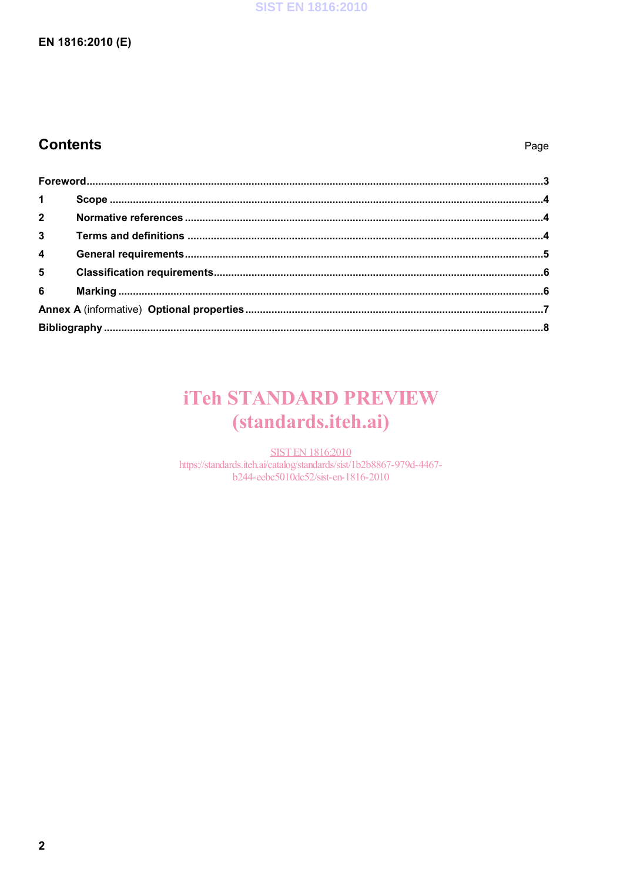## Contents

| | Page |
|---|---|
| **Foreword** | 3 |
| **1 Scope** | 4 |
| **2 Normative references** | 4 |
| **3 Terms and definitions** | 4 |
| **4 General requirements** | 5 |
| **5 Classification requirements** | 6 |
| **6 Marking** | 6 |
| **Annex A** (informative) **Optional properties** | 7 |
| **Bibliography** | 8 |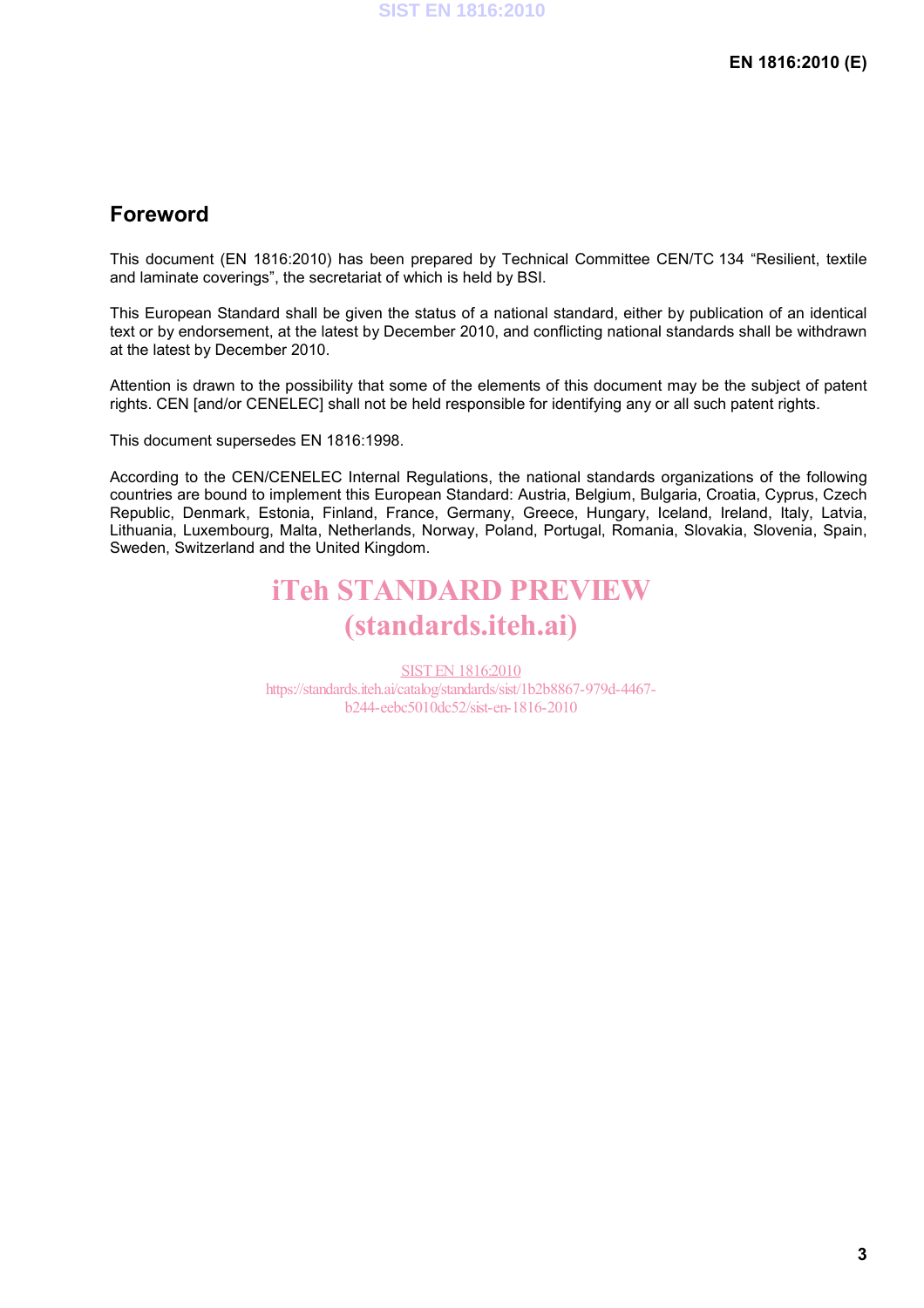# Foreword

This document (EN 1816:2010) has been prepared by Technical Committee CEN/TC 134 "Resilient, textile and laminate coverings", the secretariat of which is held by BSI.

This European Standard shall be given the status of a national standard, either by publication of an identical text or by endorsement, at the latest by December 2010, and conflicting national standards shall be withdrawn at the latest by December 2010.

Attention is drawn to the possibility that some of the elements of this document may be the subject of patent rights. CEN [and/or CENELEC] shall not be held responsible for identifying any or all such patent rights.

This document supersedes EN 1816:1998.

According to the CEN/CENELEC Internal Regulations, the national standards organizations of the following countries are bound to implement this European Standard: Austria, Belgium, Bulgaria, Croatia, Cyprus, Czech Republic, Denmark, Estonia, Finland, France, Germany, Greece, Hungary, Iceland, Ireland, Italy, Latvia, Lithuania, Luxembourg, Malta, Netherlands, Norway, Poland, Portugal, Romania, Slovakia, Slovenia, Spain, Sweden, Switzerland and the United Kingdom.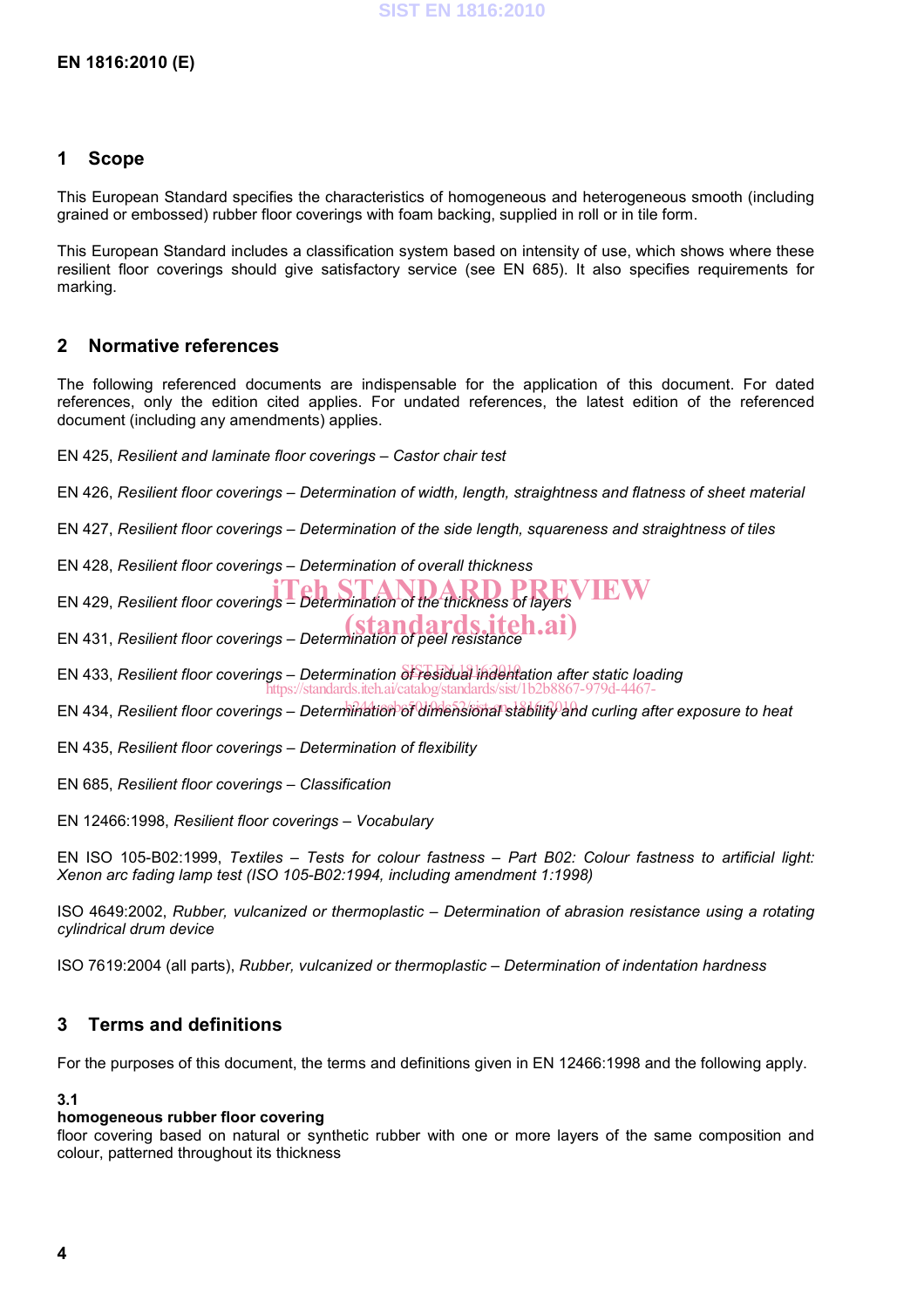## 1 Scope

This European Standard specifies the characteristics of homogeneous and heterogeneous smooth (including grained or embossed) rubber floor coverings with foam backing, supplied in roll or in tile form.

This European Standard includes a classification system based on intensity of use, which shows where these resilient floor coverings should give satisfactory service (see EN 685). It also specifies requirements for marking.

## 2 Normative references

The following referenced documents are indispensable for the application of this document. For dated references, only the edition cited applies. For undated references, the latest edition of the referenced document (including any amendments) applies.

EN 425, *Resilient and laminate floor coverings – Castor chair test*

EN 426, *Resilient floor coverings – Determination of width, length, straightness and flatness of sheet material*

EN 427, *Resilient floor coverings – Determination of the side length, squareness and straightness of tiles*

EN 428, *Resilient floor coverings – Determination of overall thickness*

EN 429, *Resilient floor coverings – Determination of the thickness of layers*

EN 431, *Resilient floor coverings – Determination of peel resistance*

EN 433, *Resilient floor coverings – Determination of residual indentation after static loading*

EN 434, *Resilient floor coverings – Determination of dimensional stability and curling after exposure to heat*

EN 435, *Resilient floor coverings – Determination of flexibility*

EN 685, *Resilient floor coverings – Classification*

EN 12466:1998, *Resilient floor coverings – Vocabulary*

EN ISO 105-B02:1999, *Textiles – Tests for colour fastness – Part B02: Colour fastness to artificial light: Xenon arc fading lamp test (ISO 105-B02:1994, including amendment 1:1998)*

ISO 4649:2002, *Rubber, vulcanized or thermoplastic – Determination of abrasion resistance using a rotating cylindrical drum device*

ISO 7619:2004 (all parts), *Rubber, vulcanized or thermoplastic – Determination of indentation hardness*

## 3 Terms and definitions

For the purposes of this document, the terms and definitions given in EN 12466:1998 and the following apply.

**3.1**
**homogeneous rubber floor covering**
floor covering based on natural or synthetic rubber with one or more layers of the same composition and colour, patterned throughout its thickness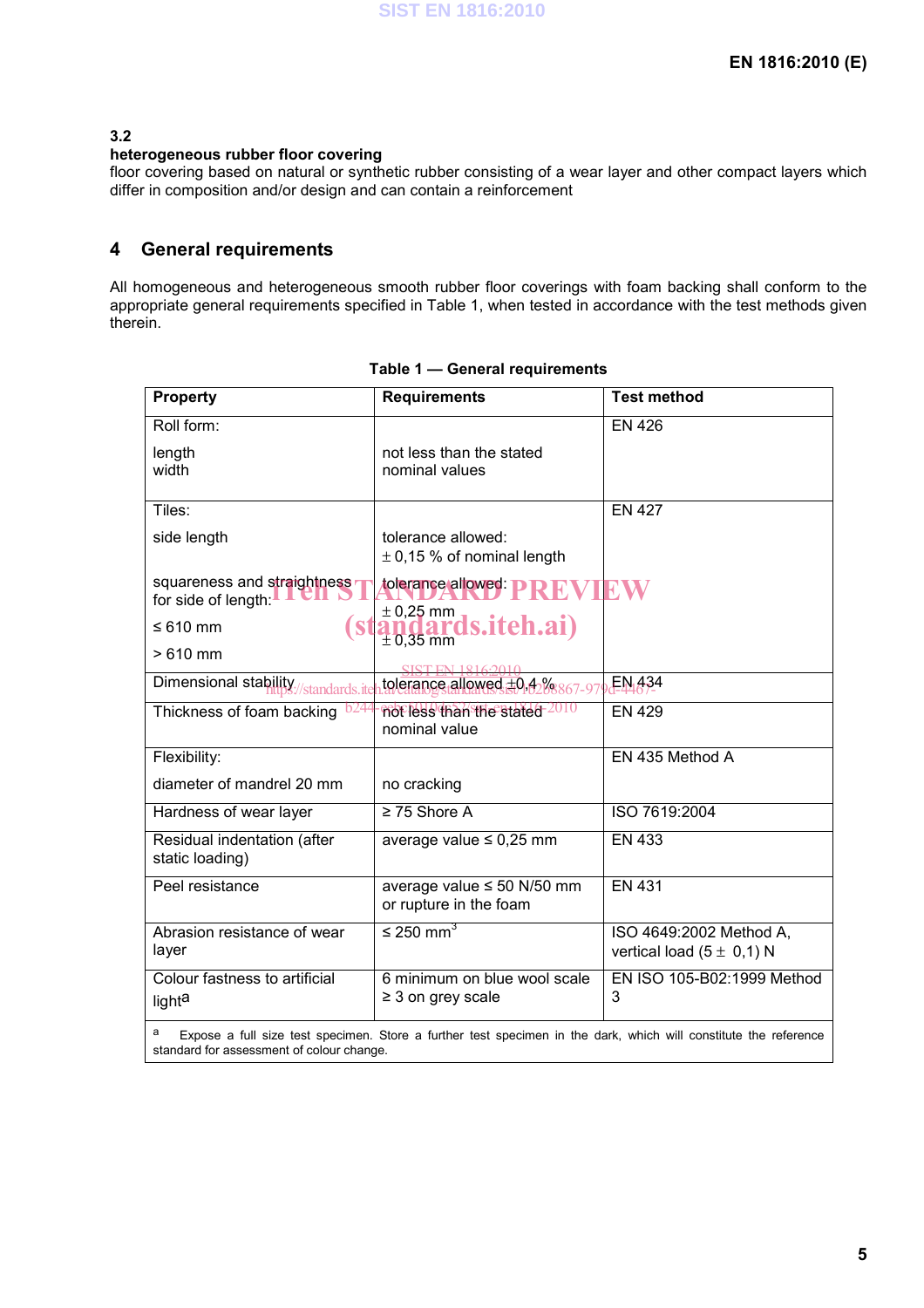**3.2**

**heterogeneous rubber floor covering**

floor covering based on natural or synthetic rubber consisting of a wear layer and other compact layers which differ in composition and/or design and can contain a reinforcement

## 4 General requirements

All homogeneous and heterogeneous smooth rubber floor coverings with foam backing shall conform to the appropriate general requirements specified in Table 1, when tested in accordance with the test methods given therein.

**Table 1 — General requirements**

| Property | Requirements | Test method |
|---|---|---|
| Roll form:<br><br>length<br>width | <br><br>not less than the stated nominal values | EN 426 |
| Tiles:<br><br>side length<br><br>squareness and straightness for side of length:<br><br>≤ 610 mm<br><br>> 610 mm | <br><br>tolerance allowed:<br>± 0,15 % of nominal length<br><br>tolerance allowed:<br><br>± 0,25 mm<br><br>± 0,35 mm | EN 427 |
| Dimensional stability | tolerance allowed ±0,4 % | EN 434 |
| Thickness of foam backing | not less than the stated nominal value | EN 429 |
| Flexibility:<br><br>diameter of mandrel 20 mm | <br><br>no cracking | EN 435 Method A |
| Hardness of wear layer | ≥ 75 Shore A | ISO 7619:2004 |
| Residual indentation (after static loading) | average value ≤ 0,25 mm | EN 433 |
| Peel resistance | average value ≤ 50 N/50 mm or rupture in the foam | EN 431 |
| Abrasion resistance of wear layer | ≤ 250 $mm^3$ | ISO 4649:2002 Method A, vertical load (5 ± 0,1) N |
| Colour fastness to artificial light[a] | 6 minimum on blue wool scale<br>≥ 3 on grey scale | EN ISO 105-B02:1999 Method 3 |

[a] Expose a full size test specimen. Store a further test specimen in the dark, which will constitute the reference standard for assessment of colour change.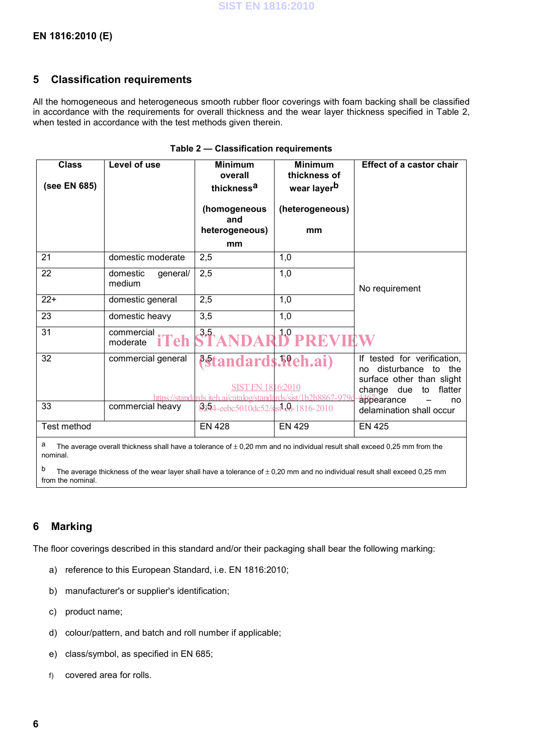## 5 Classification requirements

All the homogeneous and heterogeneous smooth rubber floor coverings with foam backing shall be classified in accordance with the requirements for overall thickness and the wear layer thickness specified in Table 2, when tested in accordance with the test methods given therein.

**Table 2 — Classification requirements**

| Class (see EN 685) | Level of use | Minimum overall thickness[a] (homogeneous and heterogeneous) mm | Minimum thickness of wear layer[b] (heterogeneous) mm | Effect of a castor chair |
|---|---|---|---|---|
| 21 | domestic moderate | 2,5 | 1,0 | No requirement |
| 22 | domestic general/ medium | 2,5 | 1,0 | |
| 22+ | domestic general | 2,5 | 1,0 | |
| 23 | domestic heavy | 3,5 | 1,0 | |
| 31 | commercial moderate | 3,5 | 1,0 | |
| 32 | commercial general | 3,5 | 1,0 | If tested for verification, no disturbance to the surface other than slight change due to flatter appearance – no delamination shall occur |
| 33 | commercial heavy | 3,5 | 1,0 | |
| Test method | | EN 428 | EN 429 | EN 425 |

[a] The average overall thickness shall have a tolerance of ± 0,20 mm and no individual result shall exceed 0,25 mm from the nominal.

[b] The average thickness of the wear layer shall have a tolerance of ± 0,20 mm and no individual result shall exceed 0,25 mm from the nominal.

## 6 Marking

The floor coverings described in this standard and/or their packaging shall bear the following marking:

a) reference to this European Standard, i.e. EN 1816:2010;

b) manufacturer's or supplier's identification;

c) product name;

d) colour/pattern, and batch and roll number if applicable;

e) class/symbol, as specified in EN 685;

f) covered area for rolls.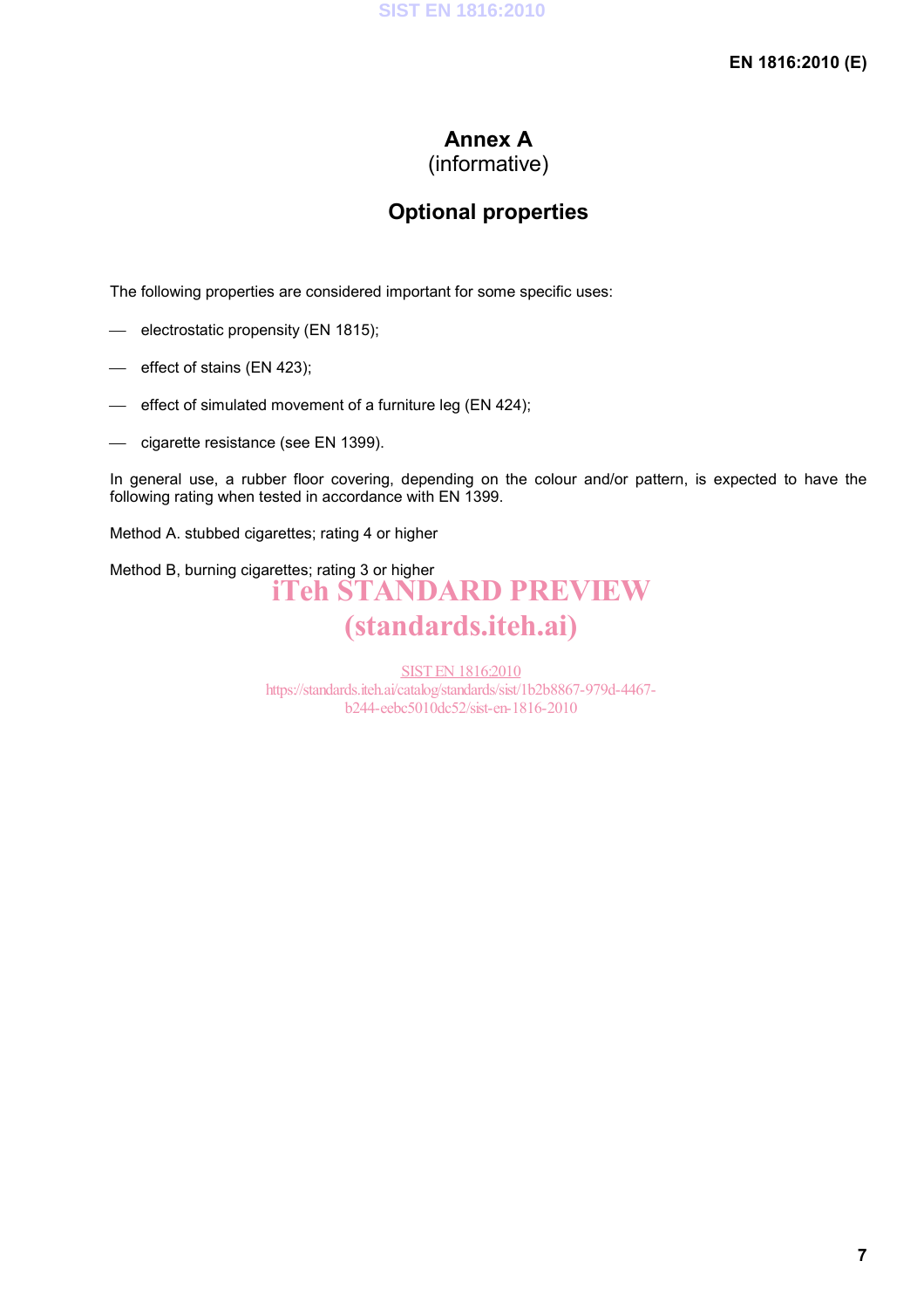# Annex A
(informative)

## Optional properties

The following properties are considered important for some specific uses:

- electrostatic propensity (EN 1815);
- effect of stains (EN 423);
- effect of simulated movement of a furniture leg (EN 424);
- cigarette resistance (see EN 1399).

In general use, a rubber floor covering, depending on the colour and/or pattern, is expected to have the following rating when tested in accordance with EN 1399.

Method A. stubbed cigarettes; rating 4 or higher

Method B, burning cigarettes; rating 3 or higher